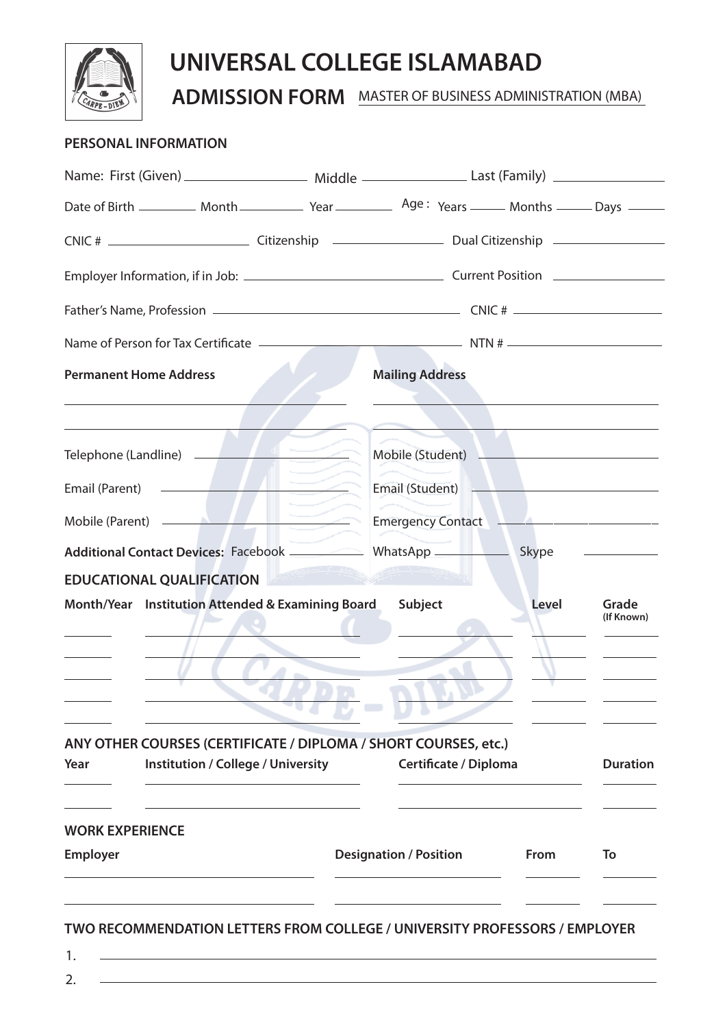# UNIVERSAL COLLEGE ISLAMABAD

## ADMISSION FORM MASTER OF BUSINESS ADMINISTRATION (MBA)

### PERSONAL INFORMATION

Name: First (Given) ________________ Middle ______________ Last (Family) ______________

Date of Birth ________ Month ________ Year ________ Age : Years _____ Months _____ Days _____

CNIC # ____________________ Citizenship _______________ Dual Citizenship _______________

Employer Information, if in Job: _________________________ Current Position _______________

Father's Name, Profession _________________________________ CNIC # ____________________

Name of Person for Tax Certificate ____________________________ NTN # ____________________

**Permanent Home Address**

_________________________________________

_________________________________________

**Mailing Address**

_________________________________________

_________________________________________

Telephone (Landline) ____________________ Mobile (Student) ____________________

Email (Parent) ____________________ Email (Student) ____________________

Mobile (Parent) ____________________ Emergency Contact ____________________

**Additional Contact Devices:** Facebook __________ WhatsApp __________ Skype __________

### EDUCATIONAL QUALIFICATION

| Month/Year | Institution Attended & Examining Board | Subject | Level | Grade (If Known) |
|---|---|---|---|---|
| | | | | |
| | | | | |
| | | | | |
| | | | | |
| | | | | |

### ANY OTHER COURSES (CERTIFICATE / DIPLOMA / SHORT COURSES, etc.)

| Year | Institution / College / University | Certificate / Diploma | Duration |
|---|---|---|---|
| | | | |
| | | | |

### WORK EXPERIENCE

| Employer | Designation / Position | From | To |
|---|---|---|---|
| | | | |
| | | | |

### TWO RECOMMENDATION LETTERS FROM COLLEGE / UNIVERSITY PROFESSORS / EMPLOYER

1. _________________________________________________________________

2. _________________________________________________________________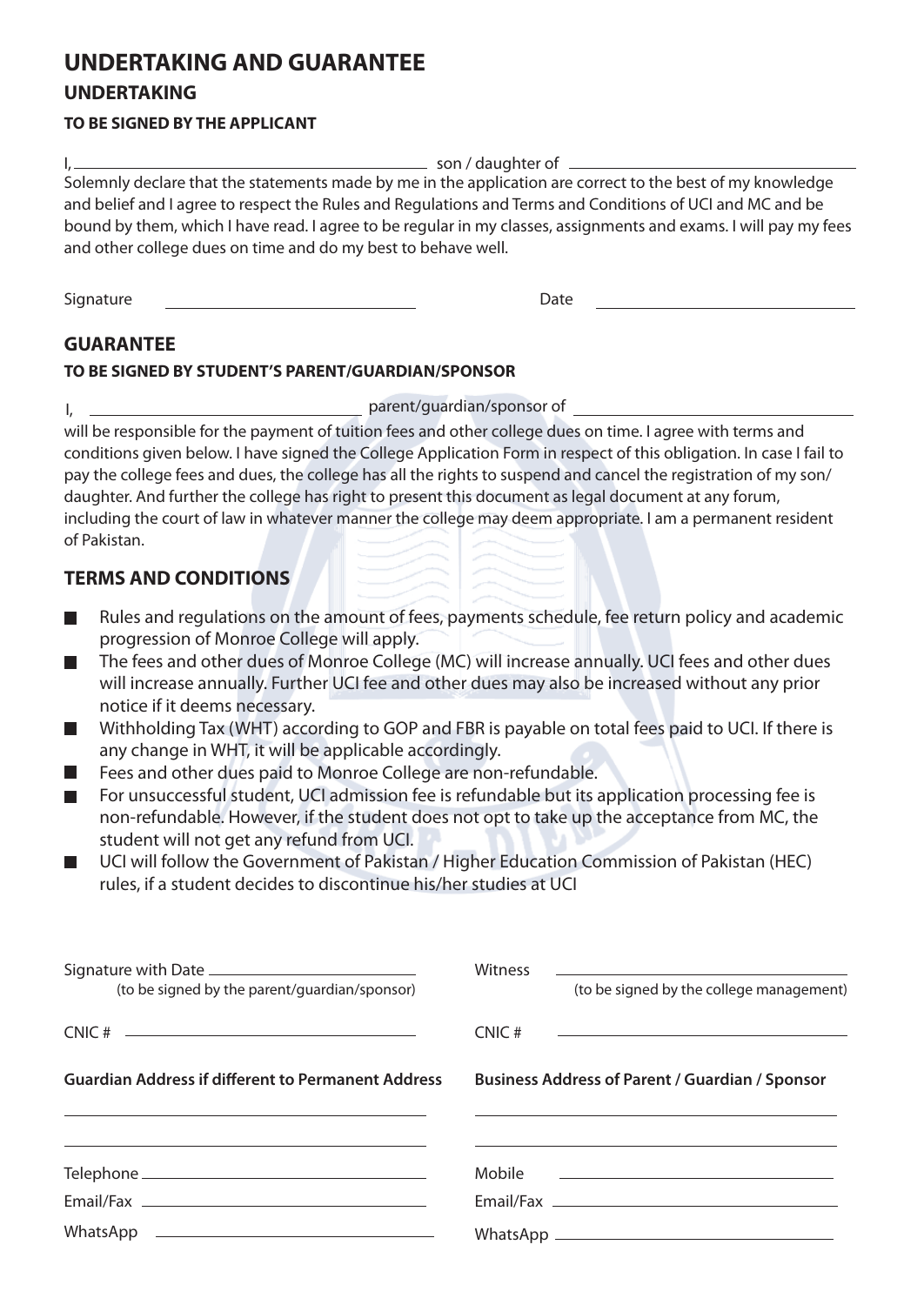# UNDERTAKING AND GUARANTEE

## UNDERTAKING

**TO BE SIGNED BY THE APPLICANT**

I, ______________________________ son / daughter of ______________________________

Solemnly declare that the statements made by me in the application are correct to the best of my knowledge and belief and I agree to respect the Rules and Regulations and Terms and Conditions of UCI and MC and be bound by them, which I have read. I agree to be regular in my classes, assignments and exams. I will pay my fees and other college dues on time and do my best to behave well.

Signature ____________________ Date ____________________

## GUARANTEE

**TO BE SIGNED BY STUDENT'S PARENT/GUARDIAN/SPONSOR**

I, ______________________________ parent/guardian/sponsor of ______________________________

will be responsible for the payment of tuition fees and other college dues on time. I agree with terms and conditions given below. I have signed the College Application Form in respect of this obligation. In case I fail to pay the college fees and dues, the college has all the rights to suspend and cancel the registration of my son/daughter. And further the college has right to present this document as legal document at any forum, including the court of law in whatever manner the college may deem appropriate. I am a permanent resident of Pakistan.

## TERMS AND CONDITIONS

- Rules and regulations on the amount of fees, payments schedule, fee return policy and academic progression of Monroe College will apply.
- The fees and other dues of Monroe College (MC) will increase annually. UCI fees and other dues will increase annually. Further UCI fee and other dues may also be increased without any prior notice if it deems necessary.
- Withholding Tax (WHT) according to GOP and FBR is payable on total fees paid to UCI. If there is any change in WHT, it will be applicable accordingly.
- Fees and other dues paid to Monroe College are non-refundable.
- For unsuccessful student, UCI admission fee is refundable but its application processing fee is non-refundable. However, if the student does not opt to take up the acceptance from MC, the student will not get any refund from UCI.
- UCI will follow the Government of Pakistan / Higher Education Commission of Pakistan (HEC) rules, if a student decides to discontinue his/her studies at UCI

Signature with Date ____________________
(to be signed by the parent/guardian/sponsor)

CNIC # ____________________

Witness ____________________
(to be signed by the college management)

CNIC # ____________________

**Guardian Address if different to Permanent Address**

______________________________

______________________________

Telephone ____________________

Email/Fax ____________________

WhatsApp ____________________

**Business Address of Parent / Guardian / Sponsor**

______________________________

______________________________

Mobile ____________________

Email/Fax ____________________

WhatsApp ____________________